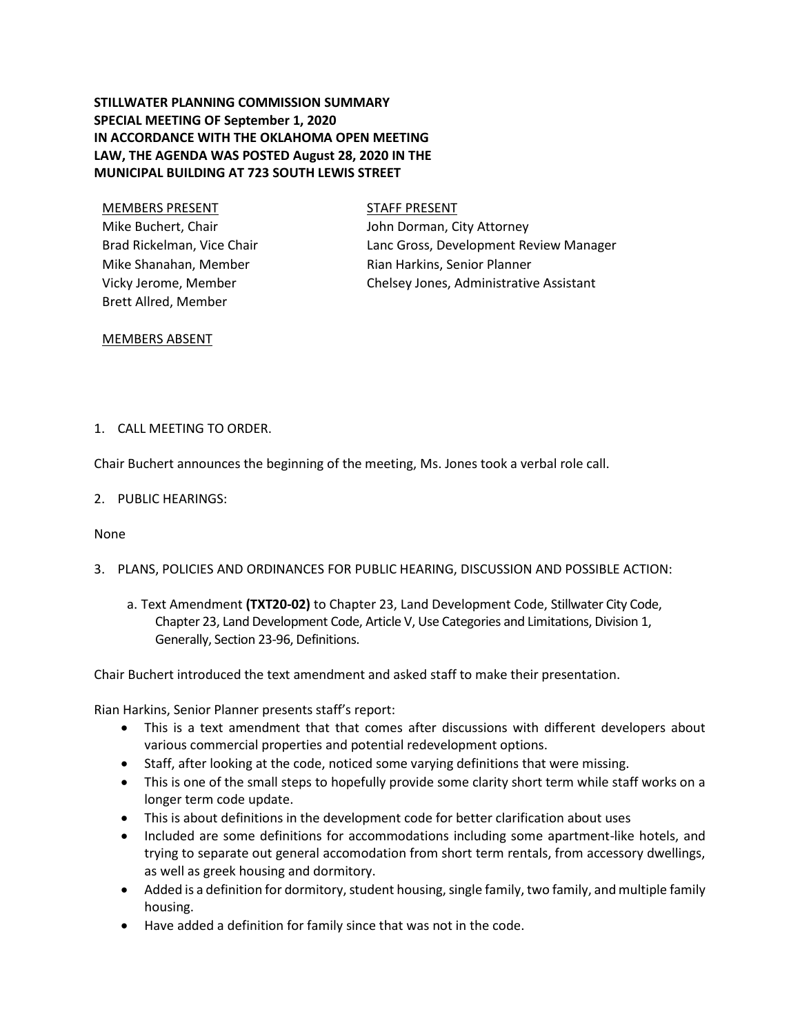**STILLWATER PLANNING COMMISSION SUMMARY**
**SPECIAL MEETING OF September 1, 2020**
**IN ACCORDANCE WITH THE OKLAHOMA OPEN MEETING LAW, THE AGENDA WAS POSTED August 28, 2020 IN THE MUNICIPAL BUILDING AT 723 SOUTH LEWIS STREET**

MEMBERS PRESENT
Mike Buchert, Chair
Brad Rickelman, Vice Chair
Mike Shanahan, Member
Vicky Jerome, Member
Brett Allred, Member

STAFF PRESENT
John Dorman, City Attorney
Lanc Gross, Development Review Manager
Rian Harkins, Senior Planner
Chelsey Jones, Administrative Assistant

MEMBERS ABSENT

1. CALL MEETING TO ORDER.

Chair Buchert announces the beginning of the meeting, Ms. Jones took a verbal role call.

2. PUBLIC HEARINGS:

None

3. PLANS, POLICIES AND ORDINANCES FOR PUBLIC HEARING, DISCUSSION AND POSSIBLE ACTION:

   a. Text Amendment **(TXT20-02)** to Chapter 23, Land Development Code, Stillwater City Code, Chapter 23, Land Development Code, Article V, Use Categories and Limitations, Division 1, Generally, Section 23-96, Definitions.

Chair Buchert introduced the text amendment and asked staff to make their presentation.

Rian Harkins, Senior Planner presents staff's report:

- This is a text amendment that that comes after discussions with different developers about various commercial properties and potential redevelopment options.
- Staff, after looking at the code, noticed some varying definitions that were missing.
- This is one of the small steps to hopefully provide some clarity short term while staff works on a longer term code update.
- This is about definitions in the development code for better clarification about uses
- Included are some definitions for accommodations including some apartment-like hotels, and trying to separate out general accomodation from short term rentals, from accessory dwellings, as well as greek housing and dormitory.
- Added is a definition for dormitory, student housing, single family, two family, and multiple family housing.
- Have added a definition for family since that was not in the code.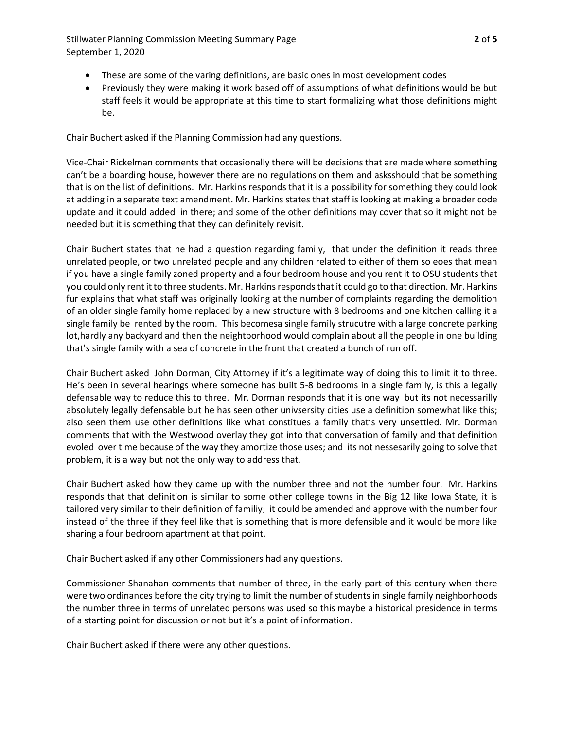- These are some of the varing definitions, are basic ones in most development codes
- Previously they were making it work based off of assumptions of what definitions would be but staff feels it would be appropriate at this time to start formalizing what those definitions might be.

Chair Buchert asked if the Planning Commission had any questions.

Vice-Chair Rickelman comments that occasionally there will be decisions that are made where something can't be a boarding house, however there are no regulations on them and asksshould that be something that is on the list of definitions. Mr. Harkins responds that it is a possibility for something they could look at adding in a separate text amendment. Mr. Harkins states that staff is looking at making a broader code update and it could added in there; and some of the other definitions may cover that so it might not be needed but it is something that they can definitely revisit.

Chair Buchert states that he had a question regarding family, that under the definition it reads three unrelated people, or two unrelated people and any children related to either of them so eoes that mean if you have a single family zoned property and a four bedroom house and you rent it to OSU students that you could only rent it to three students. Mr. Harkins responds that it could go to that direction. Mr. Harkins fur explains that what staff was originally looking at the number of complaints regarding the demolition of an older single family home replaced by a new structure with 8 bedrooms and one kitchen calling it a single family be rented by the room. This becomesa single family strucutre with a large concrete parking lot,hardly any backyard and then the neightborhood would complain about all the people in one building that's single family with a sea of concrete in the front that created a bunch of run off.

Chair Buchert asked John Dorman, City Attorney if it's a legitimate way of doing this to limit it to three. He's been in several hearings where someone has built 5-8 bedrooms in a single family, is this a legally defensable way to reduce this to three. Mr. Dorman responds that it is one way but its not necessarilly absolutely legally defensable but he has seen other univsersity cities use a definition somewhat like this; also seen them use other definitions like what constitues a family that's very unsettled. Mr. Dorman comments that with the Westwood overlay they got into that conversation of family and that definition evoled over time because of the way they amortize those uses; and its not nessesarily going to solve that problem, it is a way but not the only way to address that.

Chair Buchert asked how they came up with the number three and not the number four. Mr. Harkins responds that that definition is similar to some other college towns in the Big 12 like Iowa State, it is tailored very similar to their definition of familiy; it could be amended and approve with the number four instead of the three if they feel like that is something that is more defensible and it would be more like sharing a four bedroom apartment at that point.

Chair Buchert asked if any other Commissioners had any questions.

Commissioner Shanahan comments that number of three, in the early part of this century when there were two ordinances before the city trying to limit the number of students in single family neighborhoods the number three in terms of unrelated persons was used so this maybe a historical presidence in terms of a starting point for discussion or not but it's a point of information.

Chair Buchert asked if there were any other questions.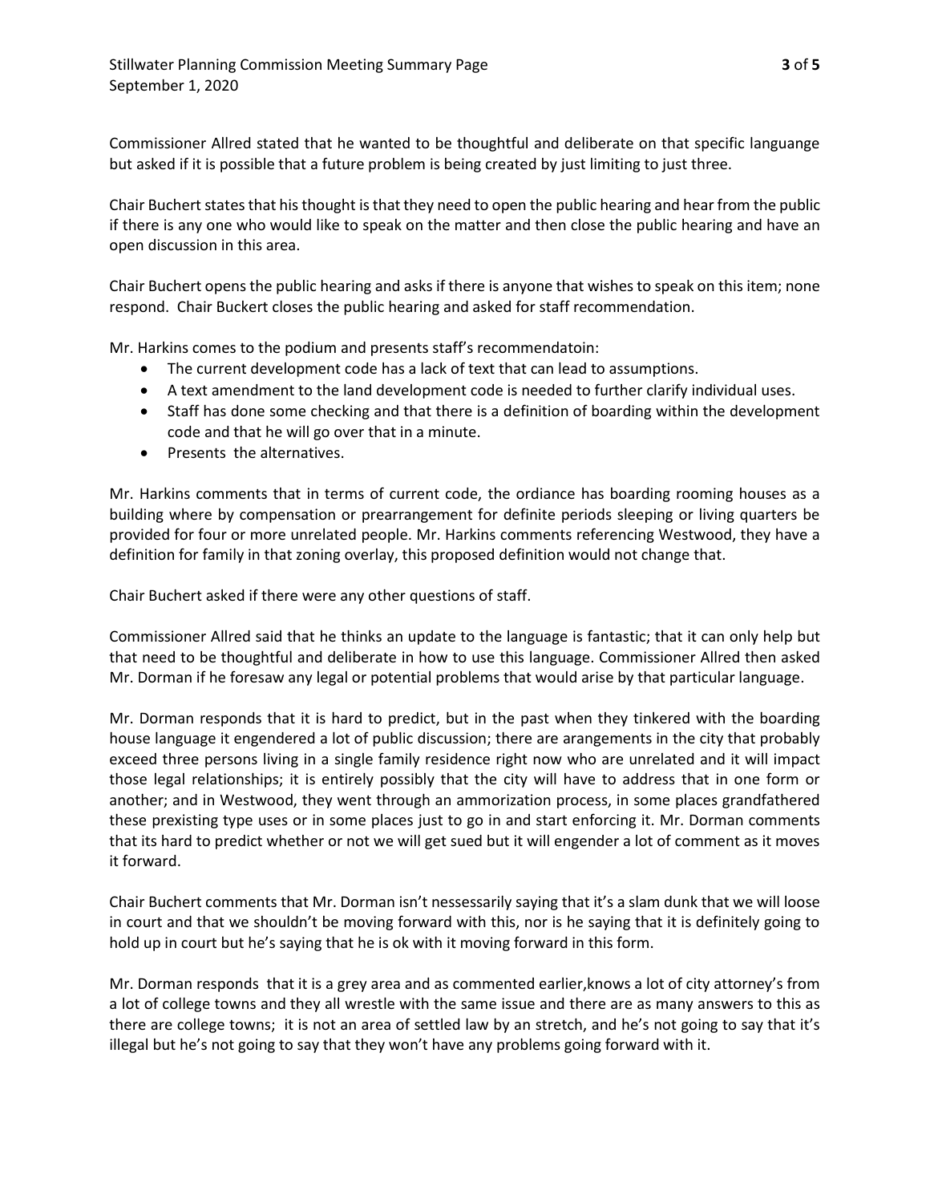Commissioner Allred stated that he wanted to be thoughtful and deliberate on that specific languange but asked if it is possible that a future problem is being created by just limiting to just three.

Chair Buchert states that his thought is that they need to open the public hearing and hear from the public if there is any one who would like to speak on the matter and then close the public hearing and have an open discussion in this area.

Chair Buchert opens the public hearing and asks if there is anyone that wishes to speak on this item; none respond. Chair Buckert closes the public hearing and asked for staff recommendation.

Mr. Harkins comes to the podium and presents staff's recommendatoin:

- The current development code has a lack of text that can lead to assumptions.
- A text amendment to the land development code is needed to further clarify individual uses.
- Staff has done some checking and that there is a definition of boarding within the development code and that he will go over that in a minute.
- Presents the alternatives.

Mr. Harkins comments that in terms of current code, the ordiance has boarding rooming houses as a building where by compensation or prearrangement for definite periods sleeping or living quarters be provided for four or more unrelated people. Mr. Harkins comments referencing Westwood, they have a definition for family in that zoning overlay, this proposed definition would not change that.

Chair Buchert asked if there were any other questions of staff.

Commissioner Allred said that he thinks an update to the language is fantastic; that it can only help but that need to be thoughtful and deliberate in how to use this language. Commissioner Allred then asked Mr. Dorman if he foresaw any legal or potential problems that would arise by that particular language.

Mr. Dorman responds that it is hard to predict, but in the past when they tinkered with the boarding house language it engendered a lot of public discussion; there are arangements in the city that probably exceed three persons living in a single family residence right now who are unrelated and it will impact those legal relationships; it is entirely possibly that the city will have to address that in one form or another; and in Westwood, they went through an ammorization process, in some places grandfathered these prexisting type uses or in some places just to go in and start enforcing it. Mr. Dorman comments that its hard to predict whether or not we will get sued but it will engender a lot of comment as it moves it forward.

Chair Buchert comments that Mr. Dorman isn't nessessarily saying that it's a slam dunk that we will loose in court and that we shouldn't be moving forward with this, nor is he saying that it is definitely going to hold up in court but he's saying that he is ok with it moving forward in this form.

Mr. Dorman responds that it is a grey area and as commented earlier,knows a lot of city attorney's from a lot of college towns and they all wrestle with the same issue and there are as many answers to this as there are college towns; it is not an area of settled law by an stretch, and he's not going to say that it's illegal but he's not going to say that they won't have any problems going forward with it.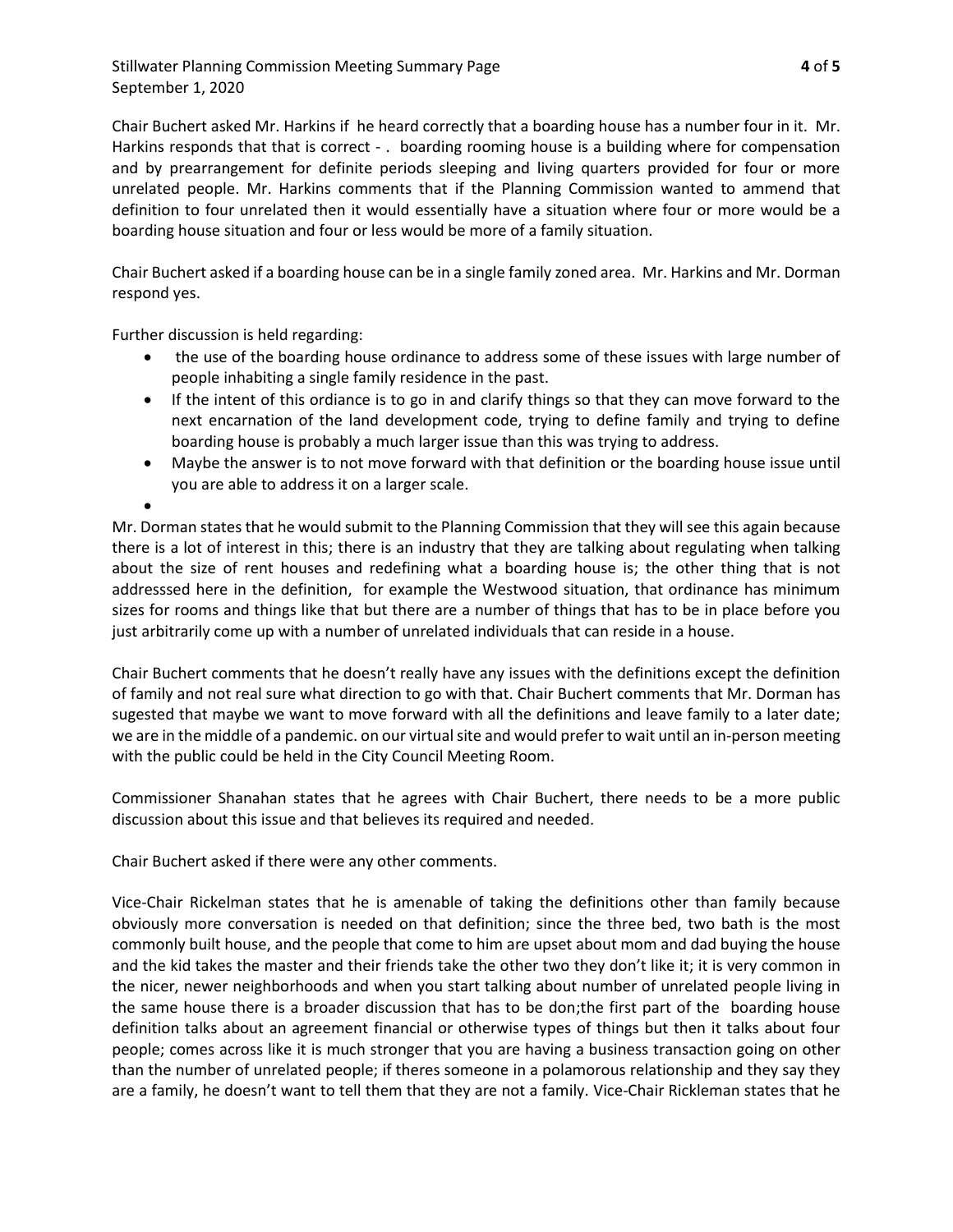Chair Buchert asked Mr. Harkins if he heard correctly that a boarding house has a number four in it. Mr. Harkins responds that that is correct - . boarding rooming house is a building where for compensation and by prearrangement for definite periods sleeping and living quarters provided for four or more unrelated people. Mr. Harkins comments that if the Planning Commission wanted to ammend that definition to four unrelated then it would essentially have a situation where four or more would be a boarding house situation and four or less would be more of a family situation.

Chair Buchert asked if a boarding house can be in a single family zoned area. Mr. Harkins and Mr. Dorman respond yes.

Further discussion is held regarding:

- the use of the boarding house ordinance to address some of these issues with large number of people inhabiting a single family residence in the past.
- If the intent of this ordiance is to go in and clarify things so that they can move forward to the next encarnation of the land development code, trying to define family and trying to define boarding house is probably a much larger issue than this was trying to address.
- Maybe the answer is to not move forward with that definition or the boarding house issue until you are able to address it on a larger scale.

Mr. Dorman states that he would submit to the Planning Commission that they will see this again because there is a lot of interest in this; there is an industry that they are talking about regulating when talking about the size of rent houses and redefining what a boarding house is; the other thing that is not addresssed here in the definition, for example the Westwood situation, that ordinance has minimum sizes for rooms and things like that but there are a number of things that has to be in place before you just arbitrarily come up with a number of unrelated individuals that can reside in a house.

Chair Buchert comments that he doesn't really have any issues with the definitions except the definition of family and not real sure what direction to go with that. Chair Buchert comments that Mr. Dorman has sugested that maybe we want to move forward with all the definitions and leave family to a later date; we are in the middle of a pandemic. on our virtual site and would prefer to wait until an in-person meeting with the public could be held in the City Council Meeting Room.

Commissioner Shanahan states that he agrees with Chair Buchert, there needs to be a more public discussion about this issue and that believes its required and needed.

Chair Buchert asked if there were any other comments.

Vice-Chair Rickelman states that he is amenable of taking the definitions other than family because obviously more conversation is needed on that definition; since the three bed, two bath is the most commonly built house, and the people that come to him are upset about mom and dad buying the house and the kid takes the master and their friends take the other two they don't like it; it is very common in the nicer, newer neighborhoods and when you start talking about number of unrelated people living in the same house there is a broader discussion that has to be don;the first part of the boarding house definition talks about an agreement financial or otherwise types of things but then it talks about four people; comes across like it is much stronger that you are having a business transaction going on other than the number of unrelated people; if theres someone in a polamorous relationship and they say they are a family, he doesn't want to tell them that they are not a family. Vice-Chair Rickleman states that he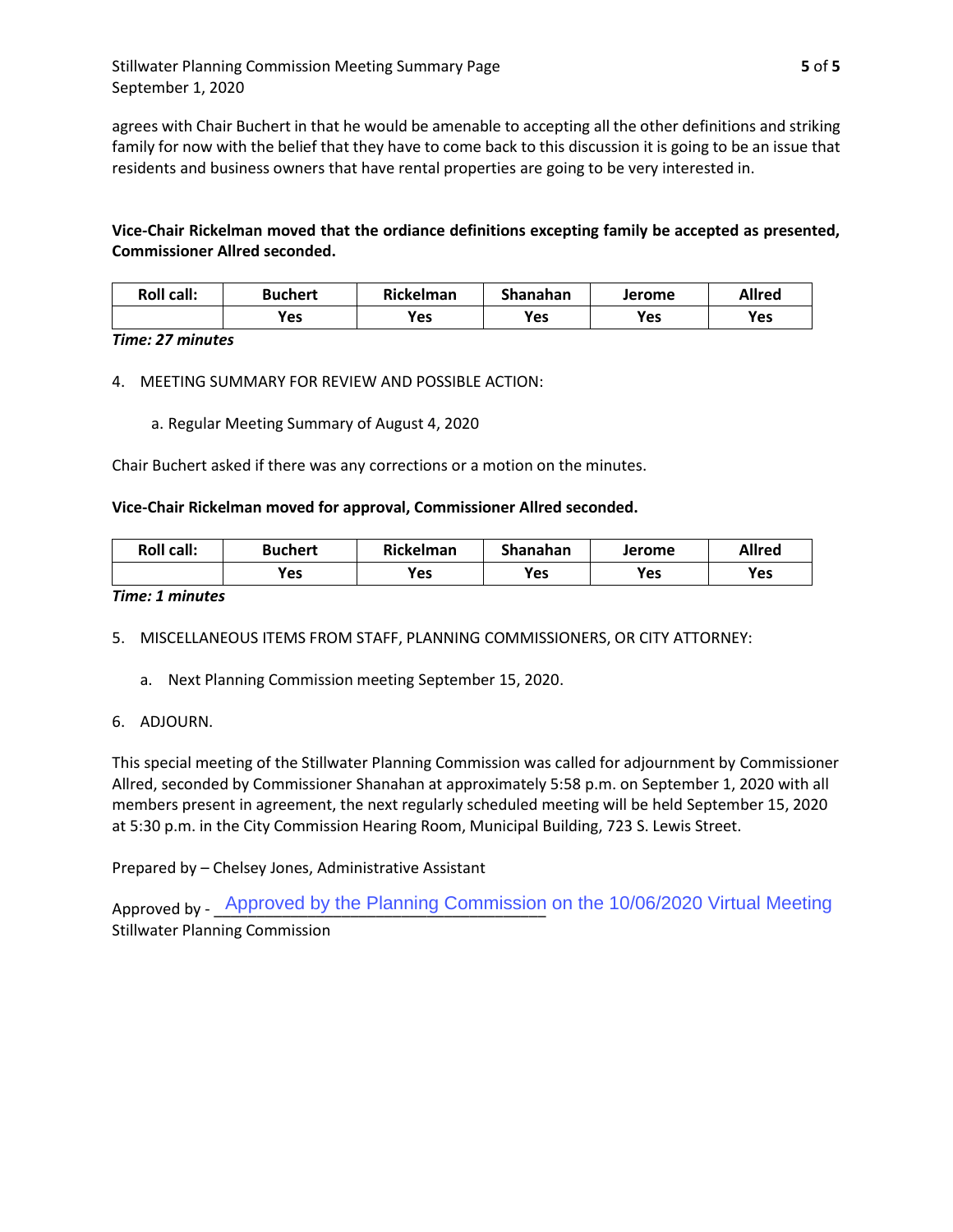agrees with Chair Buchert in that he would be amenable to accepting all the other definitions and striking family for now with the belief that they have to come back to this discussion it is going to be an issue that residents and business owners that have rental properties are going to be very interested in.

**Vice-Chair Rickelman moved that the ordiance definitions excepting family be accepted as presented, Commissioner Allred seconded.**

| Roll call: | Buchert | Rickelman | Shanahan | Jerome | Allred |
|---|---|---|---|---|---|
| | Yes | Yes | Yes | Yes | Yes |

***Time: 27 minutes***

4. MEETING SUMMARY FOR REVIEW AND POSSIBLE ACTION:

   a. Regular Meeting Summary of August 4, 2020

Chair Buchert asked if there was any corrections or a motion on the minutes.

**Vice-Chair Rickelman moved for approval, Commissioner Allred seconded.**

| Roll call: | Buchert | Rickelman | Shanahan | Jerome | Allred |
|---|---|---|---|---|---|
| | Yes | Yes | Yes | Yes | Yes |

***Time: 1 minutes***

5. MISCELLANEOUS ITEMS FROM STAFF, PLANNING COMMISSIONERS, OR CITY ATTORNEY:

   a. Next Planning Commission meeting September 15, 2020.

6. ADJOURN.

This special meeting of the Stillwater Planning Commission was called for adjournment by Commissioner Allred, seconded by Commissioner Shanahan at approximately 5:58 p.m. on September 1, 2020 with all members present in agreement, the next regularly scheduled meeting will be held September 15, 2020 at 5:30 p.m. in the City Commission Hearing Room, Municipal Building, 723 S. Lewis Street.

Prepared by – Chelsey Jones, Administrative Assistant

Approved by - Approved by the Planning Commission on the 10/06/2020 Virtual Meeting
Stillwater Planning Commission